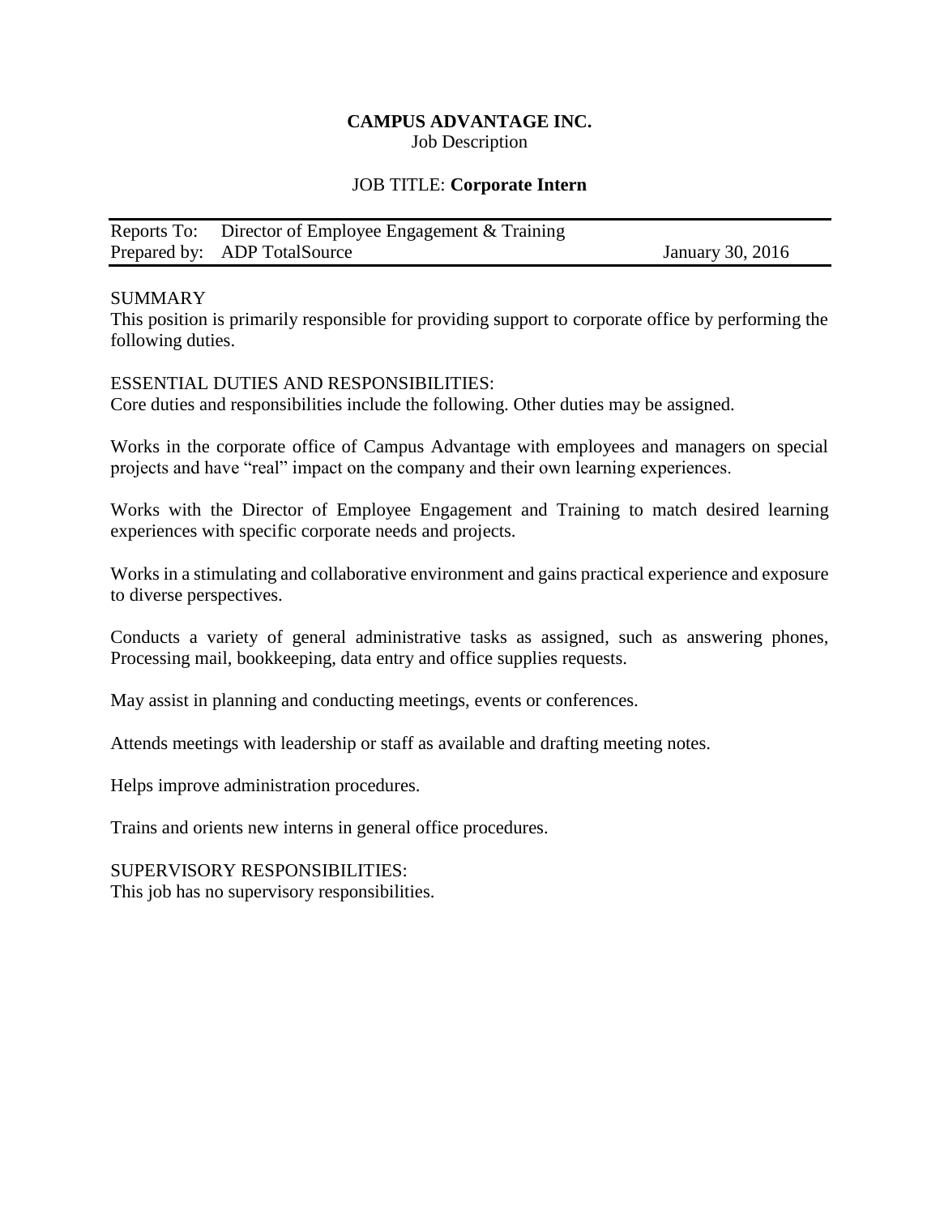**CAMPUS ADVANTAGE INC.**
Job Description

JOB TITLE: **Corporate Intern**

| | | |
|---|---|---|
| Reports To: | Director of Employee Engagement & Training | |
| Prepared by: | ADP TotalSource | January 30, 2016 |

SUMMARY
This position is primarily responsible for providing support to corporate office by performing the following duties.

ESSENTIAL DUTIES AND RESPONSIBILITIES:
Core duties and responsibilities include the following. Other duties may be assigned.

Works in the corporate office of Campus Advantage with employees and managers on special projects and have "real" impact on the company and their own learning experiences.

Works with the Director of Employee Engagement and Training to match desired learning experiences with specific corporate needs and projects.

Works in a stimulating and collaborative environment and gains practical experience and exposure to diverse perspectives.

Conducts a variety of general administrative tasks as assigned, such as answering phones, Processing mail, bookkeeping, data entry and office supplies requests.

May assist in planning and conducting meetings, events or conferences.

Attends meetings with leadership or staff as available and drafting meeting notes.

Helps improve administration procedures.

Trains and orients new interns in general office procedures.

SUPERVISORY RESPONSIBILITIES:
This job has no supervisory responsibilities.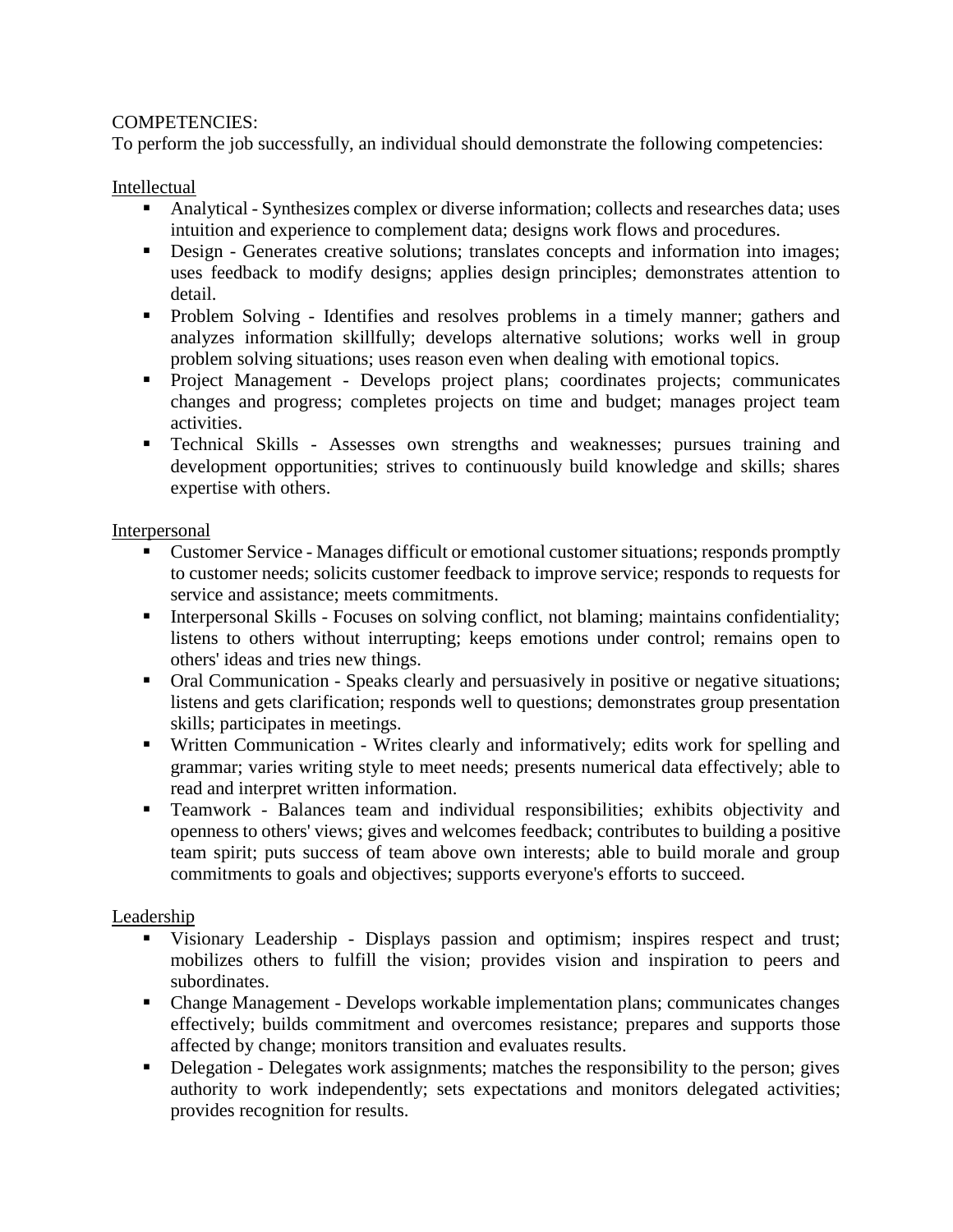COMPETENCIES:

To perform the job successfully, an individual should demonstrate the following competencies:

Intellectual

- Analytical - Synthesizes complex or diverse information; collects and researches data; uses intuition and experience to complement data; designs work flows and procedures.
- Design - Generates creative solutions; translates concepts and information into images; uses feedback to modify designs; applies design principles; demonstrates attention to detail.
- Problem Solving - Identifies and resolves problems in a timely manner; gathers and analyzes information skillfully; develops alternative solutions; works well in group problem solving situations; uses reason even when dealing with emotional topics.
- Project Management - Develops project plans; coordinates projects; communicates changes and progress; completes projects on time and budget; manages project team activities.
- Technical Skills - Assesses own strengths and weaknesses; pursues training and development opportunities; strives to continuously build knowledge and skills; shares expertise with others.

Interpersonal

- Customer Service - Manages difficult or emotional customer situations; responds promptly to customer needs; solicits customer feedback to improve service; responds to requests for service and assistance; meets commitments.
- Interpersonal Skills - Focuses on solving conflict, not blaming; maintains confidentiality; listens to others without interrupting; keeps emotions under control; remains open to others' ideas and tries new things.
- Oral Communication - Speaks clearly and persuasively in positive or negative situations; listens and gets clarification; responds well to questions; demonstrates group presentation skills; participates in meetings.
- Written Communication - Writes clearly and informatively; edits work for spelling and grammar; varies writing style to meet needs; presents numerical data effectively; able to read and interpret written information.
- Teamwork - Balances team and individual responsibilities; exhibits objectivity and openness to others' views; gives and welcomes feedback; contributes to building a positive team spirit; puts success of team above own interests; able to build morale and group commitments to goals and objectives; supports everyone's efforts to succeed.

Leadership

- Visionary Leadership - Displays passion and optimism; inspires respect and trust; mobilizes others to fulfill the vision; provides vision and inspiration to peers and subordinates.
- Change Management - Develops workable implementation plans; communicates changes effectively; builds commitment and overcomes resistance; prepares and supports those affected by change; monitors transition and evaluates results.
- Delegation - Delegates work assignments; matches the responsibility to the person; gives authority to work independently; sets expectations and monitors delegated activities; provides recognition for results.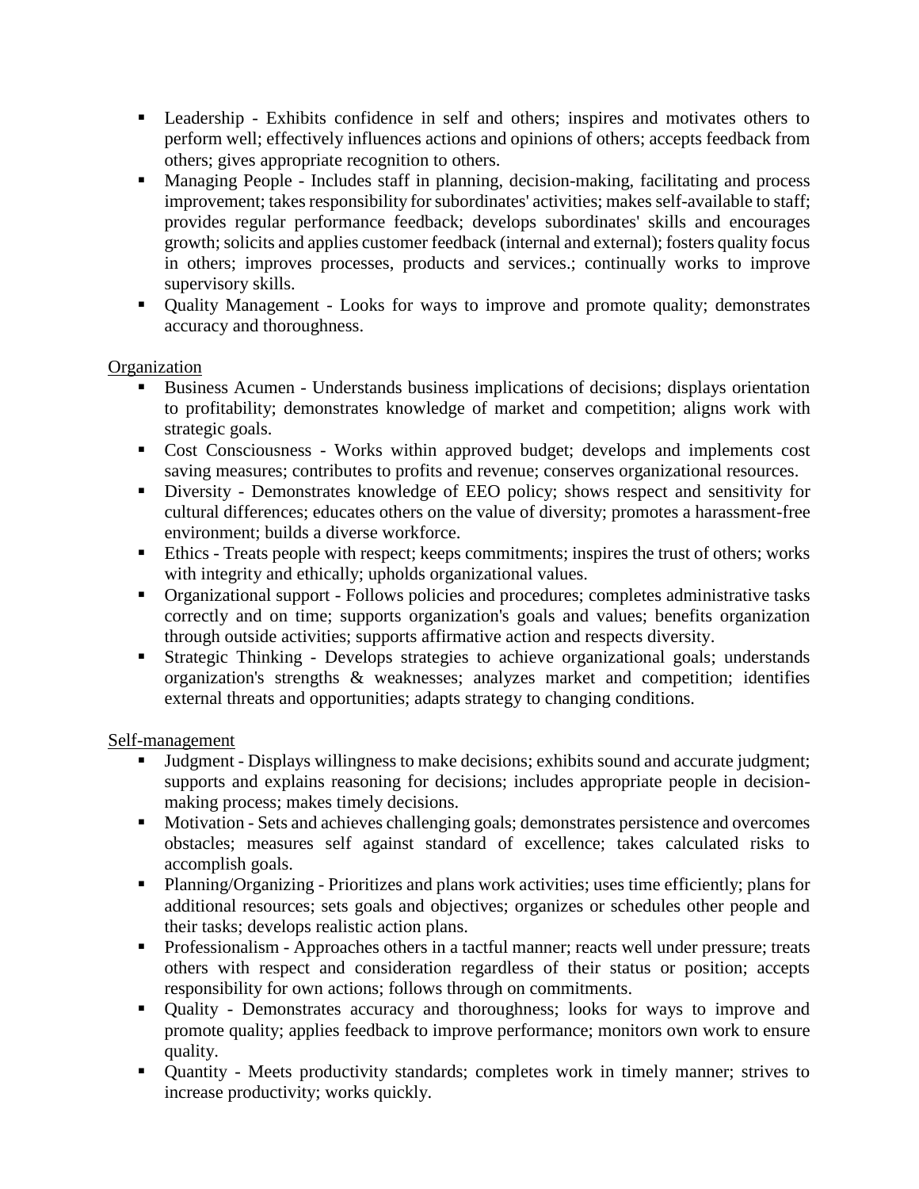- Leadership - Exhibits confidence in self and others; inspires and motivates others to perform well; effectively influences actions and opinions of others; accepts feedback from others; gives appropriate recognition to others.
- Managing People - Includes staff in planning, decision-making, facilitating and process improvement; takes responsibility for subordinates' activities; makes self-available to staff; provides regular performance feedback; develops subordinates' skills and encourages growth; solicits and applies customer feedback (internal and external); fosters quality focus in others; improves processes, products and services.; continually works to improve supervisory skills.
- Quality Management - Looks for ways to improve and promote quality; demonstrates accuracy and thoroughness.

<u>Organization</u>

- Business Acumen - Understands business implications of decisions; displays orientation to profitability; demonstrates knowledge of market and competition; aligns work with strategic goals.
- Cost Consciousness - Works within approved budget; develops and implements cost saving measures; contributes to profits and revenue; conserves organizational resources.
- Diversity - Demonstrates knowledge of EEO policy; shows respect and sensitivity for cultural differences; educates others on the value of diversity; promotes a harassment-free environment; builds a diverse workforce.
- Ethics - Treats people with respect; keeps commitments; inspires the trust of others; works with integrity and ethically; upholds organizational values.
- Organizational support - Follows policies and procedures; completes administrative tasks correctly and on time; supports organization's goals and values; benefits organization through outside activities; supports affirmative action and respects diversity.
- Strategic Thinking - Develops strategies to achieve organizational goals; understands organization's strengths & weaknesses; analyzes market and competition; identifies external threats and opportunities; adapts strategy to changing conditions.

<u>Self-management</u>

- Judgment - Displays willingness to make decisions; exhibits sound and accurate judgment; supports and explains reasoning for decisions; includes appropriate people in decision-making process; makes timely decisions.
- Motivation - Sets and achieves challenging goals; demonstrates persistence and overcomes obstacles; measures self against standard of excellence; takes calculated risks to accomplish goals.
- Planning/Organizing - Prioritizes and plans work activities; uses time efficiently; plans for additional resources; sets goals and objectives; organizes or schedules other people and their tasks; develops realistic action plans.
- Professionalism - Approaches others in a tactful manner; reacts well under pressure; treats others with respect and consideration regardless of their status or position; accepts responsibility for own actions; follows through on commitments.
- Quality - Demonstrates accuracy and thoroughness; looks for ways to improve and promote quality; applies feedback to improve performance; monitors own work to ensure quality.
- Quantity - Meets productivity standards; completes work in timely manner; strives to increase productivity; works quickly.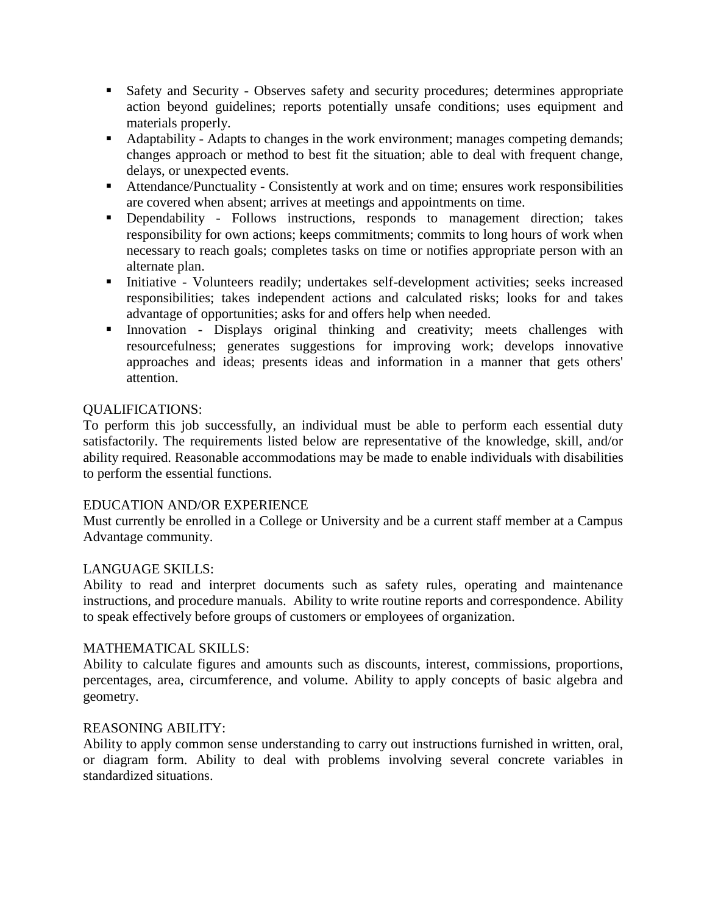- Safety and Security - Observes safety and security procedures; determines appropriate action beyond guidelines; reports potentially unsafe conditions; uses equipment and materials properly.
- Adaptability - Adapts to changes in the work environment; manages competing demands; changes approach or method to best fit the situation; able to deal with frequent change, delays, or unexpected events.
- Attendance/Punctuality - Consistently at work and on time; ensures work responsibilities are covered when absent; arrives at meetings and appointments on time.
- Dependability - Follows instructions, responds to management direction; takes responsibility for own actions; keeps commitments; commits to long hours of work when necessary to reach goals; completes tasks on time or notifies appropriate person with an alternate plan.
- Initiative - Volunteers readily; undertakes self-development activities; seeks increased responsibilities; takes independent actions and calculated risks; looks for and takes advantage of opportunities; asks for and offers help when needed.
- Innovation - Displays original thinking and creativity; meets challenges with resourcefulness; generates suggestions for improving work; develops innovative approaches and ideas; presents ideas and information in a manner that gets others' attention.

QUALIFICATIONS:
To perform this job successfully, an individual must be able to perform each essential duty satisfactorily. The requirements listed below are representative of the knowledge, skill, and/or ability required. Reasonable accommodations may be made to enable individuals with disabilities to perform the essential functions.

EDUCATION AND/OR EXPERIENCE
Must currently be enrolled in a College or University and be a current staff member at a Campus Advantage community.

LANGUAGE SKILLS:
Ability to read and interpret documents such as safety rules, operating and maintenance instructions, and procedure manuals. Ability to write routine reports and correspondence. Ability to speak effectively before groups of customers or employees of organization.

MATHEMATICAL SKILLS:
Ability to calculate figures and amounts such as discounts, interest, commissions, proportions, percentages, area, circumference, and volume. Ability to apply concepts of basic algebra and geometry.

REASONING ABILITY:
Ability to apply common sense understanding to carry out instructions furnished in written, oral, or diagram form. Ability to deal with problems involving several concrete variables in standardized situations.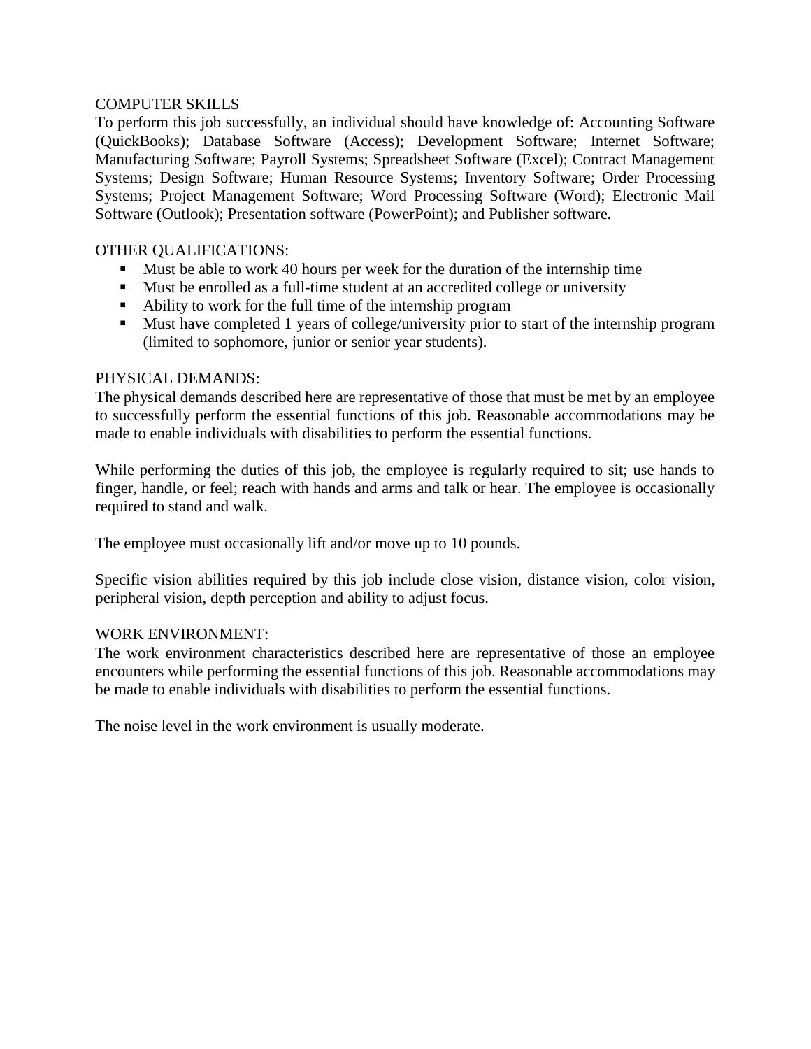## COMPUTER SKILLS

To perform this job successfully, an individual should have knowledge of: Accounting Software (QuickBooks); Database Software (Access); Development Software; Internet Software; Manufacturing Software; Payroll Systems; Spreadsheet Software (Excel); Contract Management Systems; Design Software; Human Resource Systems; Inventory Software; Order Processing Systems; Project Management Software; Word Processing Software (Word); Electronic Mail Software (Outlook); Presentation software (PowerPoint); and Publisher software.

## OTHER QUALIFICATIONS:

- Must be able to work 40 hours per week for the duration of the internship time
- Must be enrolled as a full-time student at an accredited college or university
- Ability to work for the full time of the internship program
- Must have completed 1 years of college/university prior to start of the internship program (limited to sophomore, junior or senior year students).

## PHYSICAL DEMANDS:

The physical demands described here are representative of those that must be met by an employee to successfully perform the essential functions of this job. Reasonable accommodations may be made to enable individuals with disabilities to perform the essential functions.

While performing the duties of this job, the employee is regularly required to sit; use hands to finger, handle, or feel; reach with hands and arms and talk or hear. The employee is occasionally required to stand and walk.

The employee must occasionally lift and/or move up to 10 pounds.

Specific vision abilities required by this job include close vision, distance vision, color vision, peripheral vision, depth perception and ability to adjust focus.

## WORK ENVIRONMENT:

The work environment characteristics described here are representative of those an employee encounters while performing the essential functions of this job. Reasonable accommodations may be made to enable individuals with disabilities to perform the essential functions.

The noise level in the work environment is usually moderate.